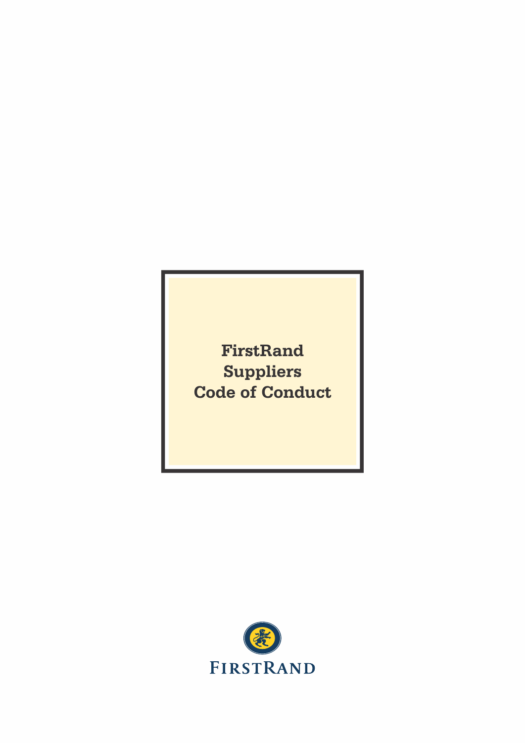# FirstRand Suppliers Code of Conduct

FIRSTRAND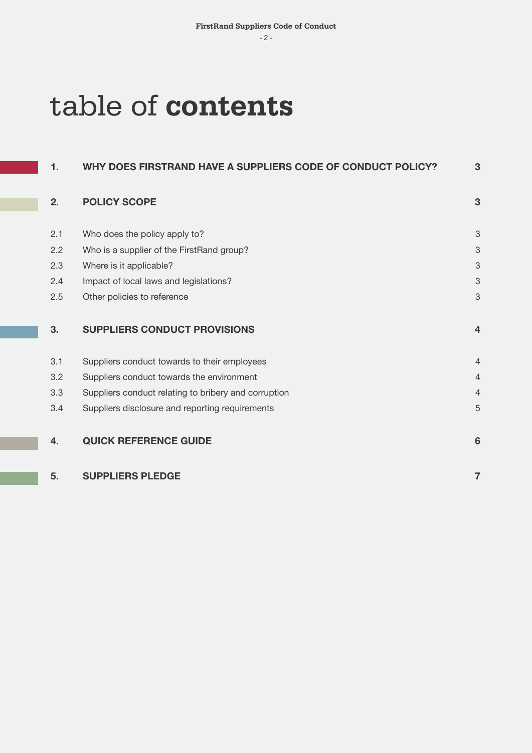# table of **contents**

| | | |
|---|---|---|
| **1.** | **WHY DOES FIRSTRAND HAVE A SUPPLIERS CODE OF CONDUCT POLICY?** | **3** |
| **2.** | **POLICY SCOPE** | **3** |
| 2.1 | Who does the policy apply to? | 3 |
| 2.2 | Who is a supplier of the FirstRand group? | 3 |
| 2.3 | Where is it applicable? | 3 |
| 2.4 | Impact of local laws and legislations? | 3 |
| 2.5 | Other policies to reference | 3 |
| **3.** | **SUPPLIERS CONDUCT PROVISIONS** | **4** |
| 3.1 | Suppliers conduct towards to their employees | 4 |
| 3.2 | Suppliers conduct towards the environment | 4 |
| 3.3 | Suppliers conduct relating to bribery and corruption | 4 |
| 3.4 | Suppliers disclosure and reporting requirements | 5 |
| **4.** | **QUICK REFERENCE GUIDE** | **6** |
| **5.** | **SUPPLIERS PLEDGE** | **7** |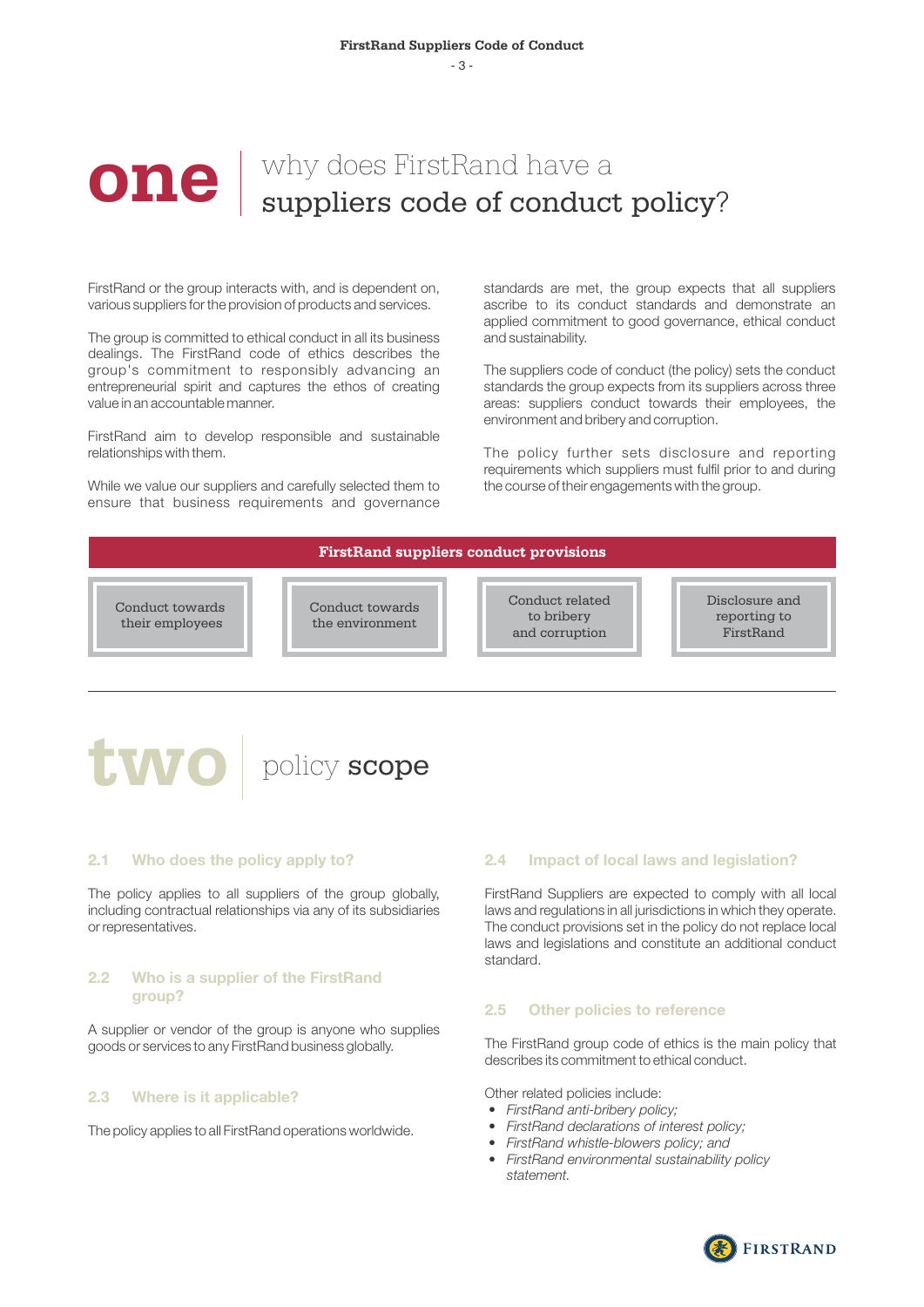# one why does FirstRand have a suppliers code of conduct policy?

FirstRand or the group interacts with, and is dependent on, various suppliers for the provision of products and services.

The group is committed to ethical conduct in all its business dealings. The FirstRand code of ethics describes the group's commitment to responsibly advancing an entrepreneurial spirit and captures the ethos of creating value in an accountable manner.

FirstRand aim to develop responsible and sustainable relationships with them.

While we value our suppliers and carefully selected them to ensure that business requirements and governance standards are met, the group expects that all suppliers ascribe to its conduct standards and demonstrate an applied commitment to good governance, ethical conduct and sustainability.

The suppliers code of conduct (the policy) sets the conduct standards the group expects from its suppliers across three areas: suppliers conduct towards their employees, the environment and bribery and corruption.

The policy further sets disclosure and reporting requirements which suppliers must fulfil prior to and during the course of their engagements with the group.

**FirstRand suppliers conduct provisions**

- Conduct towards their employees
- Conduct towards the environment
- Conduct related to bribery and corruption
- Disclosure and reporting to FirstRand

# two policy scope

### 2.1 Who does the policy apply to?

The policy applies to all suppliers of the group globally, including contractual relationships via any of its subsidiaries or representatives.

### 2.2 Who is a supplier of the FirstRand group?

A supplier or vendor of the group is anyone who supplies goods or services to any FirstRand business globally.

### 2.3 Where is it applicable?

The policy applies to all FirstRand operations worldwide.

### 2.4 Impact of local laws and legislation?

FirstRand Suppliers are expected to comply with all local laws and regulations in all jurisdictions in which they operate. The conduct provisions set in the policy do not replace local laws and legislations and constitute an additional conduct standard.

### 2.5 Other policies to reference

The FirstRand group code of ethics is the main policy that describes its commitment to ethical conduct.

Other related policies include:

- *FirstRand anti-bribery policy;*
- *FirstRand declarations of interest policy;*
- *FirstRand whistle-blowers policy; and*
- *FirstRand environmental sustainability policy statement.*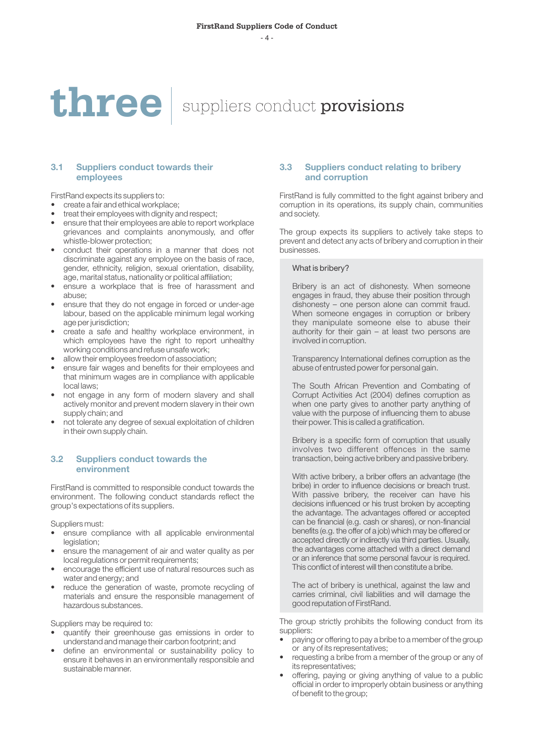# three suppliers conduct **provisions**

## 3.1 Suppliers conduct towards their employees

FirstRand expects its suppliers to:

- create a fair and ethical workplace;
- treat their employees with dignity and respect;
- ensure that their employees are able to report workplace grievances and complaints anonymously, and offer whistle-blower protection;
- conduct their operations in a manner that does not discriminate against any employee on the basis of race, gender, ethnicity, religion, sexual orientation, disability, age, marital status, nationality or political affiliation;
- ensure a workplace that is free of harassment and abuse;
- ensure that they do not engage in forced or under-age labour, based on the applicable minimum legal working age per jurisdiction;
- create a safe and healthy workplace environment, in which employees have the right to report unhealthy working conditions and refuse unsafe work;
- allow their employees freedom of association;
- ensure fair wages and benefits for their employees and that minimum wages are in compliance with applicable local laws;
- not engage in any form of modern slavery and shall actively monitor and prevent modern slavery in their own supply chain; and
- not tolerate any degree of sexual exploitation of children in their own supply chain.

## 3.2 Suppliers conduct towards the environment

FirstRand is committed to responsible conduct towards the environment. The following conduct standards reflect the group's expectations of its suppliers.

Suppliers must:

- ensure compliance with all applicable environmental legislation;
- ensure the management of air and water quality as per local regulations or permit requirements;
- encourage the efficient use of natural resources such as water and energy; and
- reduce the generation of waste, promote recycling of materials and ensure the responsible management of hazardous substances.

Suppliers may be required to:

- quantify their greenhouse gas emissions in order to understand and manage their carbon footprint; and
- define an environmental or sustainability policy to ensure it behaves in an environmentally responsible and sustainable manner.

## 3.3 Suppliers conduct relating to bribery and corruption

FirstRand is fully committed to the fight against bribery and corruption in its operations, its supply chain, communities and society.

The group expects its suppliers to actively take steps to prevent and detect any acts of bribery and corruption in their businesses.

> What is bribery?
>
> Bribery is an act of dishonesty. When someone engages in fraud, they abuse their position through dishonesty – one person alone can commit fraud. When someone engages in corruption or bribery they manipulate someone else to abuse their authority for their gain – at least two persons are involved in corruption.
>
> Transparency International defines corruption as the abuse of entrusted power for personal gain.
>
> The South African Prevention and Combating of Corrupt Activities Act (2004) defines corruption as when one party gives to another party anything of value with the purpose of influencing them to abuse their power. This is called a gratification.
>
> Bribery is a specific form of corruption that usually involves two different offences in the same transaction, being active bribery and passive bribery.
>
> With active bribery, a briber offers an advantage (the bribe) in order to influence decisions or breach trust. With passive bribery, the receiver can have his decisions influenced or his trust broken by accepting the advantage. The advantages offered or accepted can be financial (e.g. cash or shares), or non-financial benefits (e.g. the offer of a job) which may be offered or accepted directly or indirectly via third parties. Usually, the advantages come attached with a direct demand or an inference that some personal favour is required. This conflict of interest will then constitute a bribe.
>
> The act of bribery is unethical, against the law and carries criminal, civil liabilities and will damage the good reputation of FirstRand.

The group strictly prohibits the following conduct from its suppliers:

- paying or offering to pay a bribe to a member of the group or any of its representatives;
- requesting a bribe from a member of the group or any of its representatives;
- offering, paying or giving anything of value to a public official in order to improperly obtain business or anything of benefit to the group;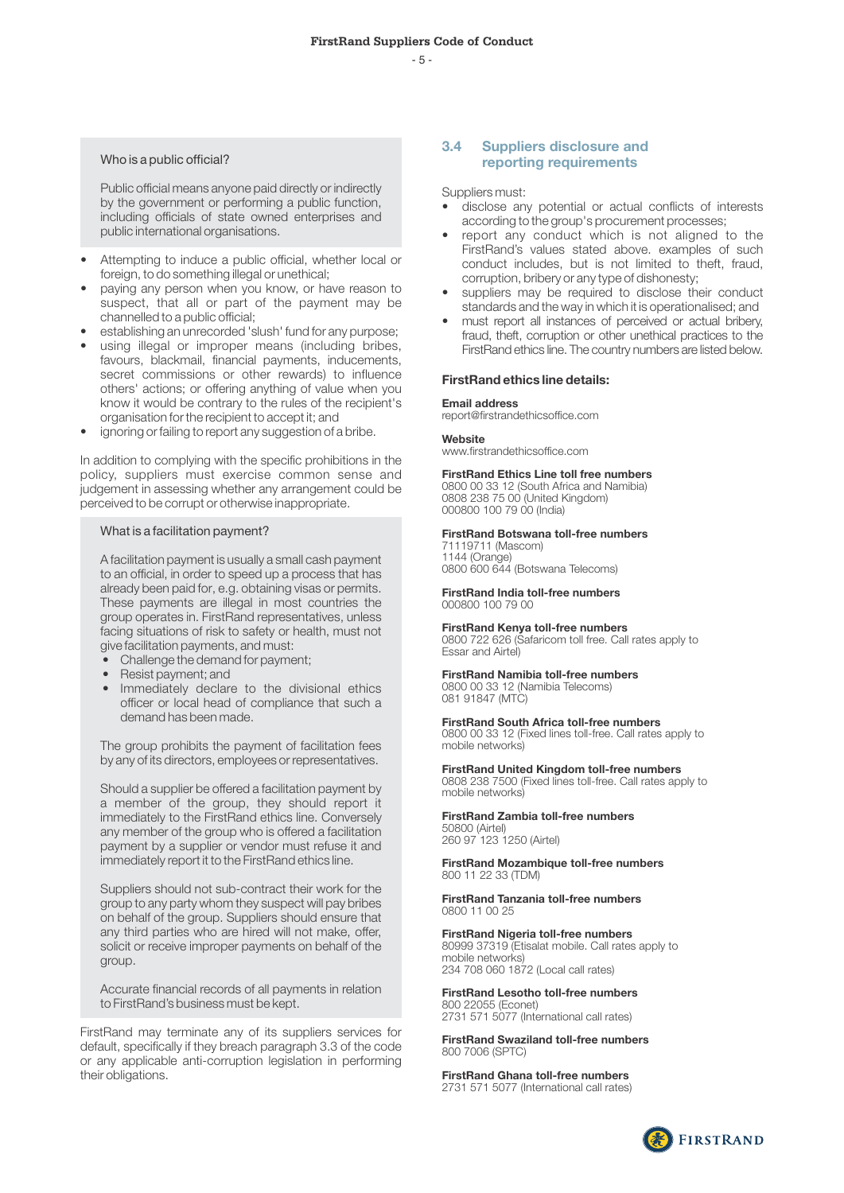Who is a public official?

Public official means anyone paid directly or indirectly by the government or performing a public function, including officials of state owned enterprises and public international organisations.

- Attempting to induce a public official, whether local or foreign, to do something illegal or unethical;
- paying any person when you know, or have reason to suspect, that all or part of the payment may be channelled to a public official;
- establishing an unrecorded 'slush' fund for any purpose;
- using illegal or improper means (including bribes, favours, blackmail, financial payments, inducements, secret commissions or other rewards) to influence others' actions; or offering anything of value when you know it would be contrary to the rules of the recipient's organisation for the recipient to accept it; and
- ignoring or failing to report any suggestion of a bribe.

In addition to complying with the specific prohibitions in the policy, suppliers must exercise common sense and judgement in assessing whether any arrangement could be perceived to be corrupt or otherwise inappropriate.

What is a facilitation payment?

A facilitation payment is usually a small cash payment to an official, in order to speed up a process that has already been paid for, e.g. obtaining visas or permits. These payments are illegal in most countries the group operates in. FirstRand representatives, unless facing situations of risk to safety or health, must not give facilitation payments, and must:

- Challenge the demand for payment;
- Resist payment; and
- Immediately declare to the divisional ethics officer or local head of compliance that such a demand has been made.

The group prohibits the payment of facilitation fees by any of its directors, employees or representatives.

Should a supplier be offered a facilitation payment by a member of the group, they should report it immediately to the FirstRand ethics line. Conversely any member of the group who is offered a facilitation payment by a supplier or vendor must refuse it and immediately report it to the FirstRand ethics line.

Suppliers should not sub-contract their work for the group to any party whom they suspect will pay bribes on behalf of the group. Suppliers should ensure that any third parties who are hired will not make, offer, solicit or receive improper payments on behalf of the group.

Accurate financial records of all payments in relation to FirstRand's business must be kept.

FirstRand may terminate any of its suppliers services for default, specifically if they breach paragraph 3.3 of the code or any applicable anti-corruption legislation in performing their obligations.

## 3.4 Suppliers disclosure and reporting requirements

Suppliers must:

- disclose any potential or actual conflicts of interests according to the group's procurement processes;
- report any conduct which is not aligned to the FirstRand's values stated above. examples of such conduct includes, but is not limited to theft, fraud, corruption, bribery or any type of dishonesty;
- suppliers may be required to disclose their conduct standards and the way in which it is operationalised; and
- must report all instances of perceived or actual bribery, fraud, theft, corruption or other unethical practices to the FirstRand ethics line. The country numbers are listed below.

### FirstRand ethics line details:

**Email address**
report@firstrandethicsoffice.com

**Website**
www.firstrandethicsoffice.com

**FirstRand Ethics Line toll free numbers**
0800 00 33 12 (South Africa and Namibia)
0808 238 75 00 (United Kingdom)
000800 100 79 00 (India)

**FirstRand Botswana toll-free numbers**
71119711 (Mascom)
1144 (Orange)
0800 600 644 (Botswana Telecoms)

**FirstRand India toll-free numbers**
000800 100 79 00

**FirstRand Kenya toll-free numbers**
0800 722 626 (Safaricom toll free. Call rates apply to Essar and Airtel)

**FirstRand Namibia toll-free numbers**
0800 00 33 12 (Namibia Telecoms)
081 91847 (MTC)

**FirstRand South Africa toll-free numbers**
0800 00 33 12 (Fixed lines toll-free. Call rates apply to mobile networks)

**FirstRand United Kingdom toll-free numbers**
0808 238 7500 (Fixed lines toll-free. Call rates apply to mobile networks)

**FirstRand Zambia toll-free numbers**
50800 (Airtel)
260 97 123 1250 (Airtel)

**FirstRand Mozambique toll-free numbers**
800 11 22 33 (TDM)

**FirstRand Tanzania toll-free numbers**
0800 11 00 25

**FirstRand Nigeria toll-free numbers**
80999 37319 (Etisalat mobile. Call rates apply to mobile networks)
234 708 060 1872 (Local call rates)

**FirstRand Lesotho toll-free numbers**
800 22055 (Econet)
2731 571 5077 (International call rates)

**FirstRand Swaziland toll-free numbers**
800 7006 (SPTC)

**FirstRand Ghana toll-free numbers**
2731 571 5077 (International call rates)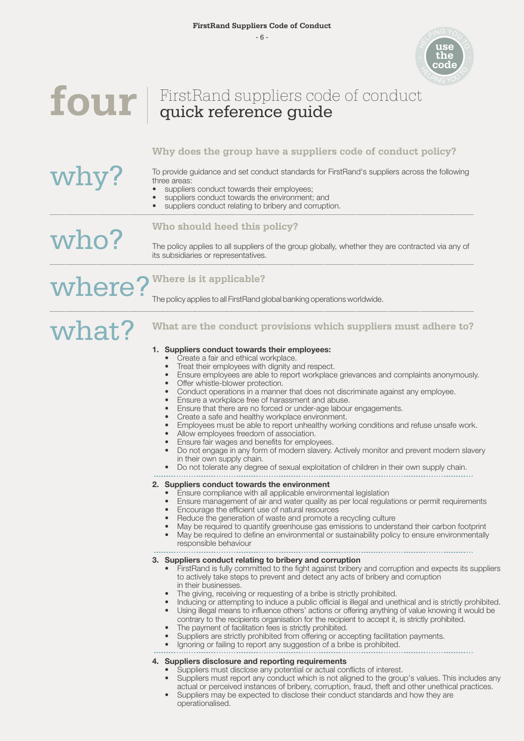# four | FirstRand suppliers code of conduct quick reference guide

## why?

### Why does the group have a suppliers code of conduct policy?

To provide guidance and set conduct standards for FirstRand's suppliers across the following three areas:

- suppliers conduct towards their employees;
- suppliers conduct towards the environment; and
- suppliers conduct relating to bribery and corruption.

## who?

### Who should heed this policy?

The policy applies to all suppliers of the group globally, whether they are contracted via any of its subsidiaries or representatives.

## where?

### Where is it applicable?

The policy applies to all FirstRand global banking operations worldwide.

## what?

### What are the conduct provisions which suppliers must adhere to?

1. **Suppliers conduct towards their employees:**
   - Create a fair and ethical workplace.
   - Treat their employees with dignity and respect.
   - Ensure employees are able to report workplace grievances and complaints anonymously.
   - Offer whistle-blower protection.
   - Conduct operations in a manner that does not discriminate against any employee.
   - Ensure a workplace free of harassment and abuse.
   - Ensure that there are no forced or under-age labour engagements.
   - Create a safe and healthy workplace environment.
   - Employees must be able to report unhealthy working conditions and refuse unsafe work.
   - Allow employees freedom of association.
   - Ensure fair wages and benefits for employees.
   - Do not engage in any form of modern slavery. Actively monitor and prevent modern slavery in their own supply chain.
   - Do not tolerate any degree of sexual exploitation of children in their own supply chain.

2. **Suppliers conduct towards the environment**
   - Ensure compliance with all applicable environmental legislation
   - Ensure management of air and water quality as per local regulations or permit requirements
   - Encourage the efficient use of natural resources
   - Reduce the generation of waste and promote a recycling culture
   - May be required to quantify greenhouse gas emissions to understand their carbon footprint
   - May be required to define an environmental or sustainability policy to ensure environmentally responsible behaviour

3. **Suppliers conduct relating to bribery and corruption**
   - FirstRand is fully committed to the fight against bribery and corruption and expects its suppliers to actively take steps to prevent and detect any acts of bribery and corruption in their businesses.
   - The giving, receiving or requesting of a bribe is strictly prohibited.
   - Inducing or attempting to induce a public official is illegal and unethical and is strictly prohibited.
   - Using illegal means to influence others' actions or offering anything of value knowing it would be contrary to the recipients organisation for the recipient to accept it, is strictly prohibited.
   - The payment of facilitation fees is strictly prohibited.
   - Suppliers are strictly prohibited from offering or accepting facilitation payments.
   - Ignoring or failing to report any suggestion of a bribe is prohibited.

4. **Suppliers disclosure and reporting requirements**
   - Suppliers must disclose any potential or actual conflicts of interest.
   - Suppliers must report any conduct which is not aligned to the group's values. This includes any actual or perceived instances of bribery, corruption, fraud, theft and other unethical practices.
   - Suppliers may be expected to disclose their conduct standards and how they are operationalised.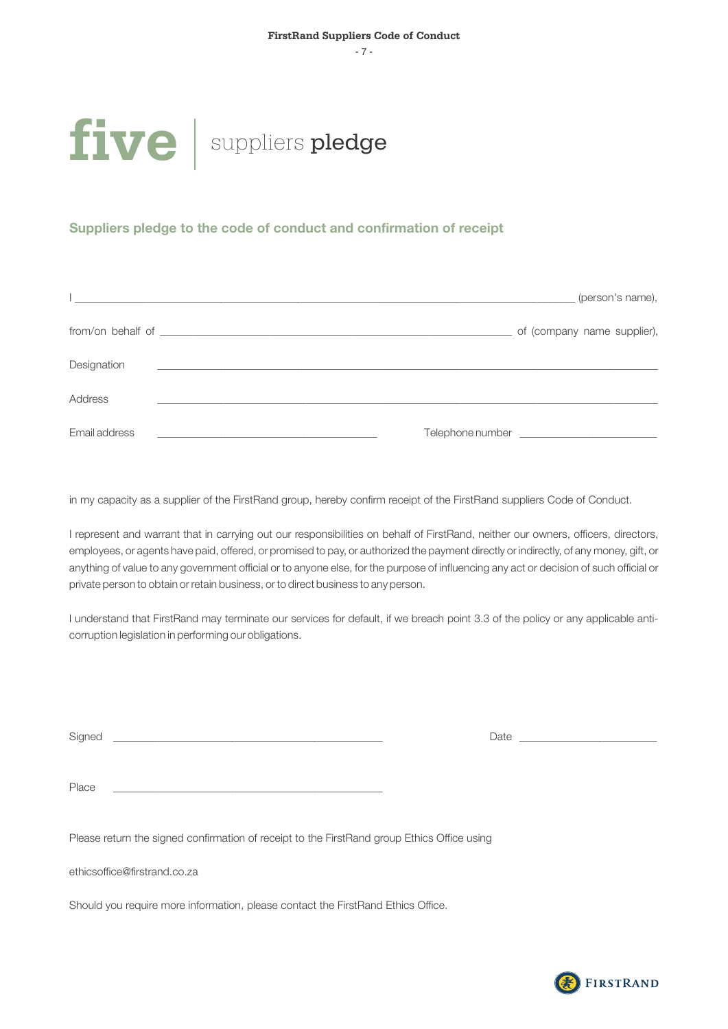# five | suppliers pledge

## Suppliers pledge to the code of conduct and confirmation of receipt

I ______________________________________________________________________ (person's name),

from/on behalf of _____________________________________________________ of (company name supplier),

Designation ________________________________________________________________________

Address ___________________________________________________________________________

Email address ________________________________ Telephone number ____________________

in my capacity as a supplier of the FirstRand group, hereby confirm receipt of the FirstRand suppliers Code of Conduct.

I represent and warrant that in carrying out our responsibilities on behalf of FirstRand, neither our owners, officers, directors, employees, or agents have paid, offered, or promised to pay, or authorized the payment directly or indirectly, of any money, gift, or anything of value to any government official or to anyone else, for the purpose of influencing any act or decision of such official or private person to obtain or retain business, or to direct business to any person.

I understand that FirstRand may terminate our services for default, if we breach point 3.3 of the policy or any applicable anti-corruption legislation in performing our obligations.

Signed ____________________________________________ Date ____________________

Place _____________________________________________

Please return the signed confirmation of receipt to the FirstRand group Ethics Office using

ethicsoffice@firstrand.co.za

Should you require more information, please contact the FirstRand Ethics Office.

FIRSTRAND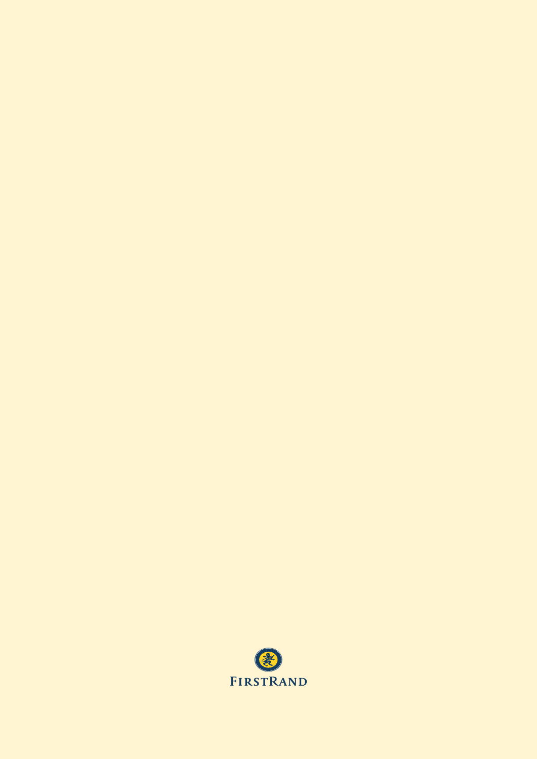FIRSTRAND